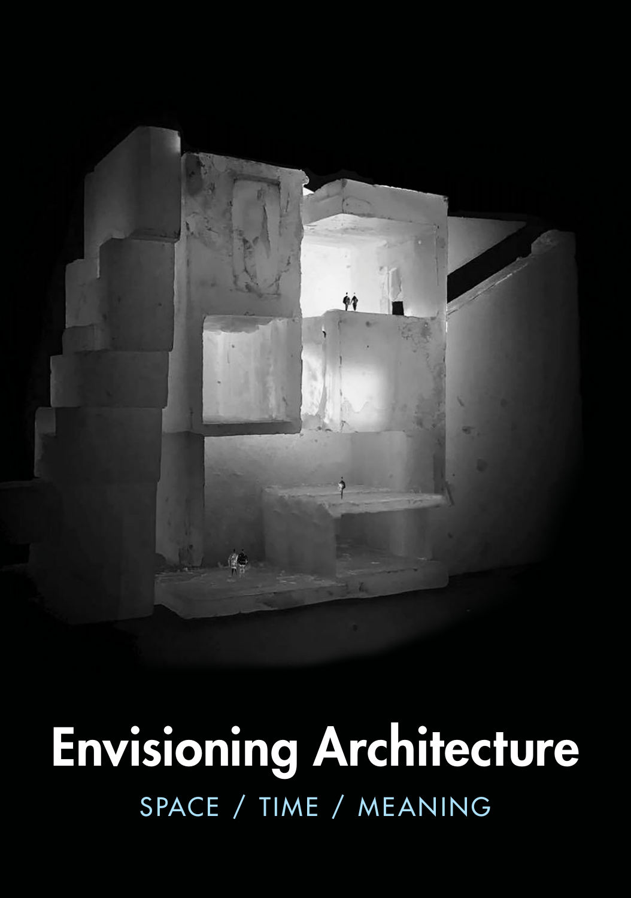# Envisioning Architecture

SPACE / TIME / MEANING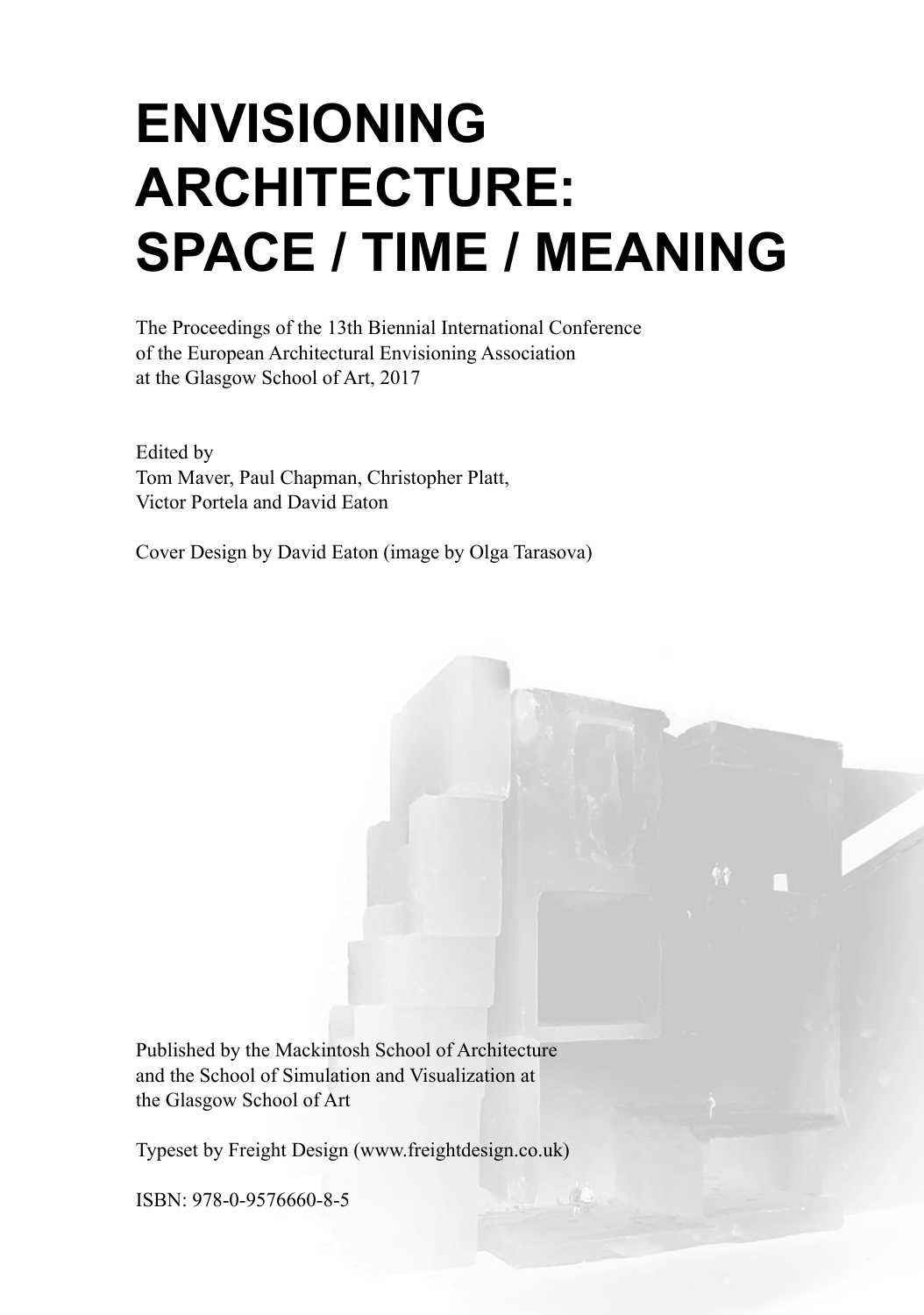# ENVISIONING ARCHITECTURE: SPACE / TIME / MEANING

The Proceedings of the 13th Biennial International Conference
of the European Architectural Envisioning Association
at the Glasgow School of Art, 2017

Edited by
Tom Maver, Paul Chapman, Christopher Platt,
Victor Portela and David Eaton

Cover Design by David Eaton (image by Olga Tarasova)

Published by the Mackintosh School of Architecture
and the School of Simulation and Visualization at
the Glasgow School of Art

Typeset by Freight Design (www.freightdesign.co.uk)

ISBN: 978-0-9576660-8-5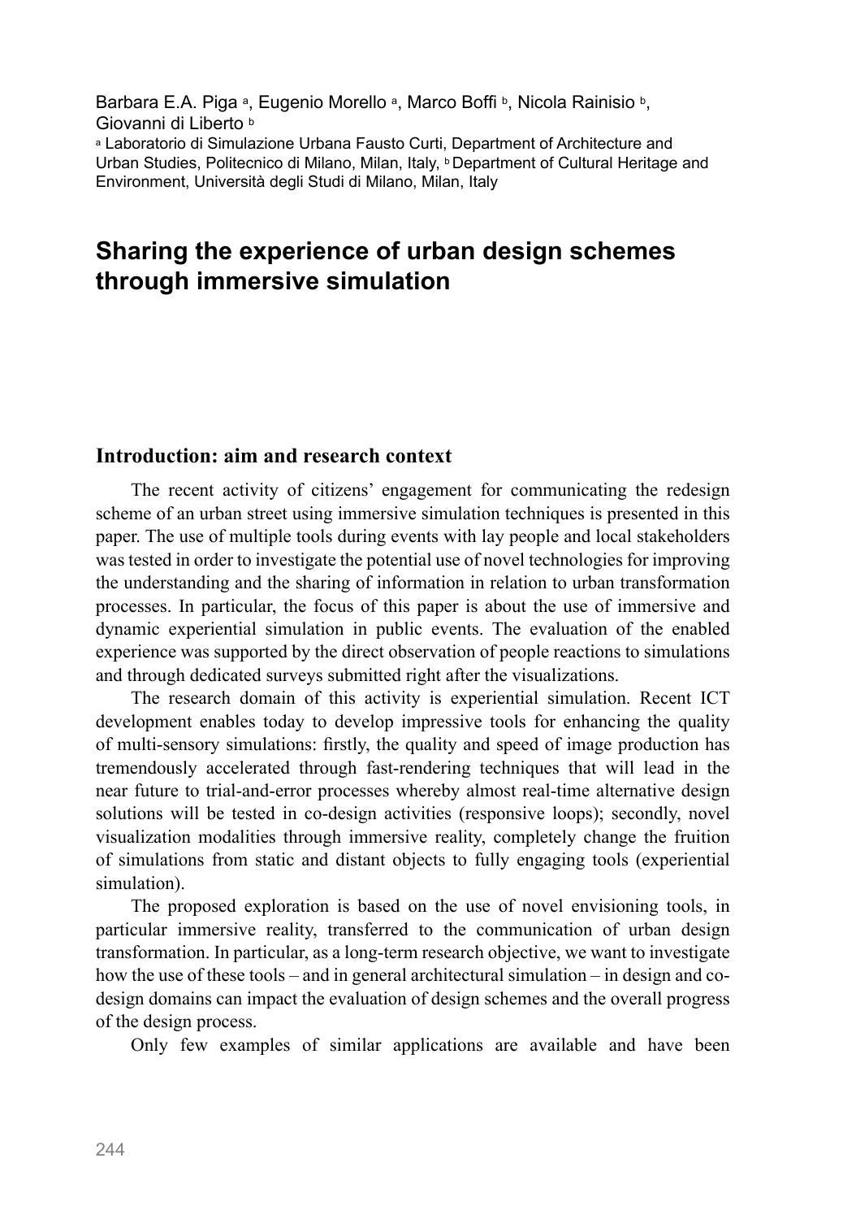Barbara E.A. Piga [a], Eugenio Morello [a], Marco Boffi [b], Nicola Rainisio [b], Giovanni di Liberto [b]

[a] Laboratorio di Simulazione Urbana Fausto Curti, Department of Architecture and Urban Studies, Politecnico di Milano, Milan, Italy, [b] Department of Cultural Heritage and Environment, Università degli Studi di Milano, Milan, Italy

# Sharing the experience of urban design schemes through immersive simulation

## Introduction: aim and research context

The recent activity of citizens' engagement for communicating the redesign scheme of an urban street using immersive simulation techniques is presented in this paper. The use of multiple tools during events with lay people and local stakeholders was tested in order to investigate the potential use of novel technologies for improving the understanding and the sharing of information in relation to urban transformation processes. In particular, the focus of this paper is about the use of immersive and dynamic experiential simulation in public events. The evaluation of the enabled experience was supported by the direct observation of people reactions to simulations and through dedicated surveys submitted right after the visualizations.

The research domain of this activity is experiential simulation. Recent ICT development enables today to develop impressive tools for enhancing the quality of multi-sensory simulations: firstly, the quality and speed of image production has tremendously accelerated through fast-rendering techniques that will lead in the near future to trial-and-error processes whereby almost real-time alternative design solutions will be tested in co-design activities (responsive loops); secondly, novel visualization modalities through immersive reality, completely change the fruition of simulations from static and distant objects to fully engaging tools (experiential simulation).

The proposed exploration is based on the use of novel envisioning tools, in particular immersive reality, transferred to the communication of urban design transformation. In particular, as a long-term research objective, we want to investigate how the use of these tools – and in general architectural simulation – in design and co-design domains can impact the evaluation of design schemes and the overall progress of the design process.

Only few examples of similar applications are available and have been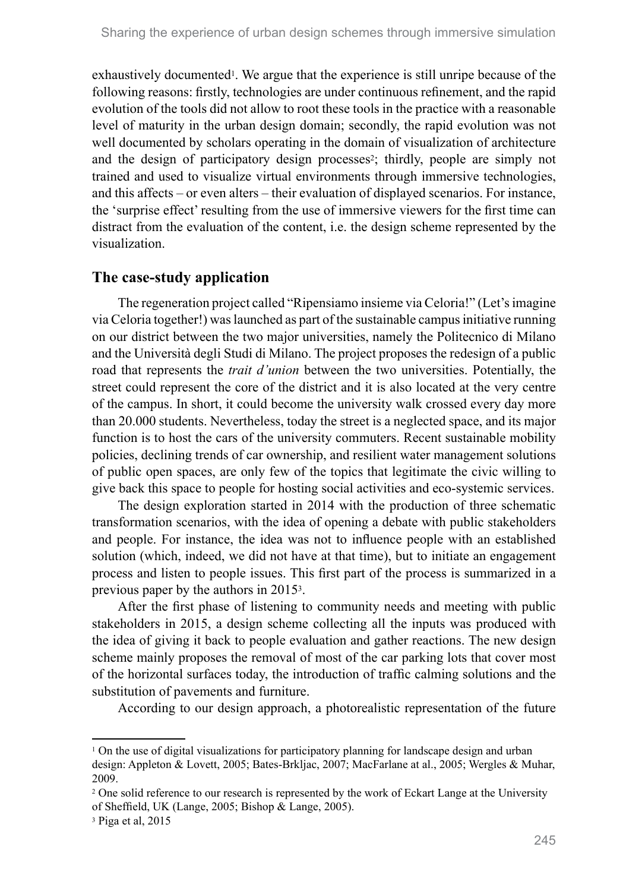exhaustively documented[1]. We argue that the experience is still unripe because of the following reasons: firstly, technologies are under continuous refinement, and the rapid evolution of the tools did not allow to root these tools in the practice with a reasonable level of maturity in the urban design domain; secondly, the rapid evolution was not well documented by scholars operating in the domain of visualization of architecture and the design of participatory design processes[2]; thirdly, people are simply not trained and used to visualize virtual environments through immersive technologies, and this affects – or even alters – their evaluation of displayed scenarios. For instance, the 'surprise effect' resulting from the use of immersive viewers for the first time can distract from the evaluation of the content, i.e. the design scheme represented by the visualization.

## The case-study application

The regeneration project called "Ripensiamo insieme via Celoria!" (Let's imagine via Celoria together!) was launched as part of the sustainable campus initiative running on our district between the two major universities, namely the Politecnico di Milano and the Università degli Studi di Milano. The project proposes the redesign of a public road that represents the *trait d'union* between the two universities. Potentially, the street could represent the core of the district and it is also located at the very centre of the campus. In short, it could become the university walk crossed every day more than 20.000 students. Nevertheless, today the street is a neglected space, and its major function is to host the cars of the university commuters. Recent sustainable mobility policies, declining trends of car ownership, and resilient water management solutions of public open spaces, are only few of the topics that legitimate the civic willing to give back this space to people for hosting social activities and eco-systemic services.

The design exploration started in 2014 with the production of three schematic transformation scenarios, with the idea of opening a debate with public stakeholders and people. For instance, the idea was not to influence people with an established solution (which, indeed, we did not have at that time), but to initiate an engagement process and listen to people issues. This first part of the process is summarized in a previous paper by the authors in 2015[3].

After the first phase of listening to community needs and meeting with public stakeholders in 2015, a design scheme collecting all the inputs was produced with the idea of giving it back to people evaluation and gather reactions. The new design scheme mainly proposes the removal of most of the car parking lots that cover most of the horizontal surfaces today, the introduction of traffic calming solutions and the substitution of pavements and furniture.

According to our design approach, a photorealistic representation of the future

---

[1] On the use of digital visualizations for participatory planning for landscape design and urban design: Appleton & Lovett, 2005; Bates-Brkljac, 2007; MacFarlane at al., 2005; Wergles & Muhar, 2009.

[2] One solid reference to our research is represented by the work of Eckart Lange at the University of Sheffield, UK (Lange, 2005; Bishop & Lange, 2005).

[3] Piga et al, 2015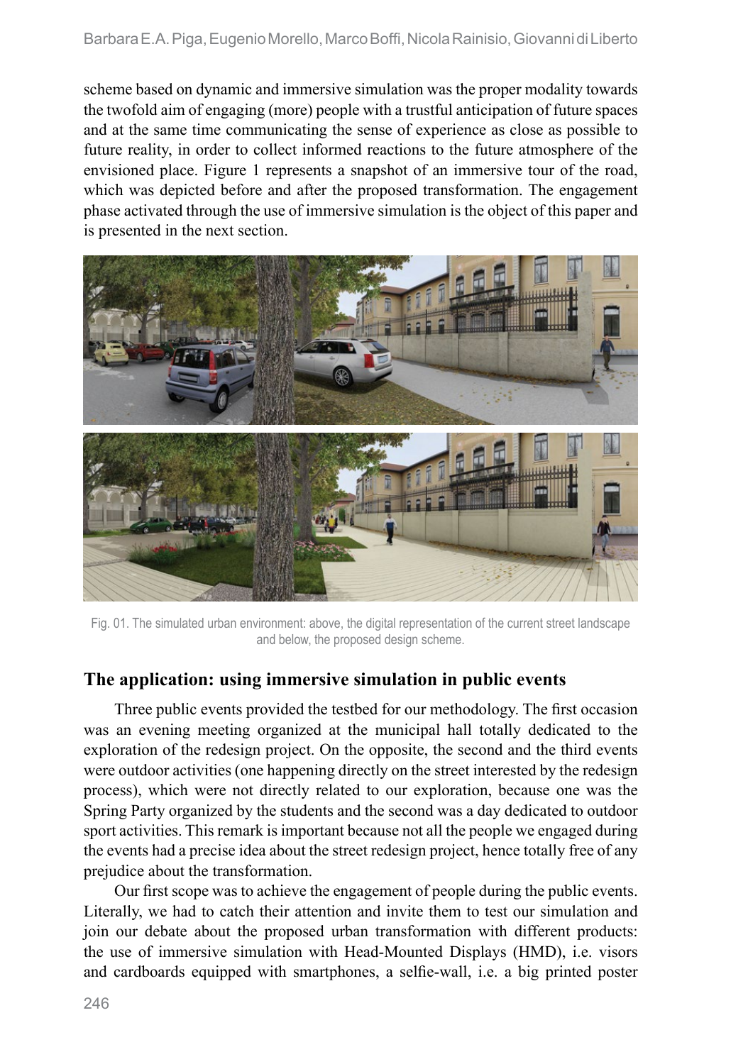scheme based on dynamic and immersive simulation was the proper modality towards the twofold aim of engaging (more) people with a trustful anticipation of future spaces and at the same time communicating the sense of experience as close as possible to future reality, in order to collect informed reactions to the future atmosphere of the envisioned place. Figure 1 represents a snapshot of an immersive tour of the road, which was depicted before and after the proposed transformation. The engagement phase activated through the use of immersive simulation is the object of this paper and is presented in the next section.

Fig. 01. The simulated urban environment: above, the digital representation of the current street landscape and below, the proposed design scheme.

## The application: using immersive simulation in public events

Three public events provided the testbed for our methodology. The first occasion was an evening meeting organized at the municipal hall totally dedicated to the exploration of the redesign project. On the opposite, the second and the third events were outdoor activities (one happening directly on the street interested by the redesign process), which were not directly related to our exploration, because one was the Spring Party organized by the students and the second was a day dedicated to outdoor sport activities. This remark is important because not all the people we engaged during the events had a precise idea about the street redesign project, hence totally free of any prejudice about the transformation.

Our first scope was to achieve the engagement of people during the public events. Literally, we had to catch their attention and invite them to test our simulation and join our debate about the proposed urban transformation with different products: the use of immersive simulation with Head-Mounted Displays (HMD), i.e. visors and cardboards equipped with smartphones, a selfie-wall, i.e. a big printed poster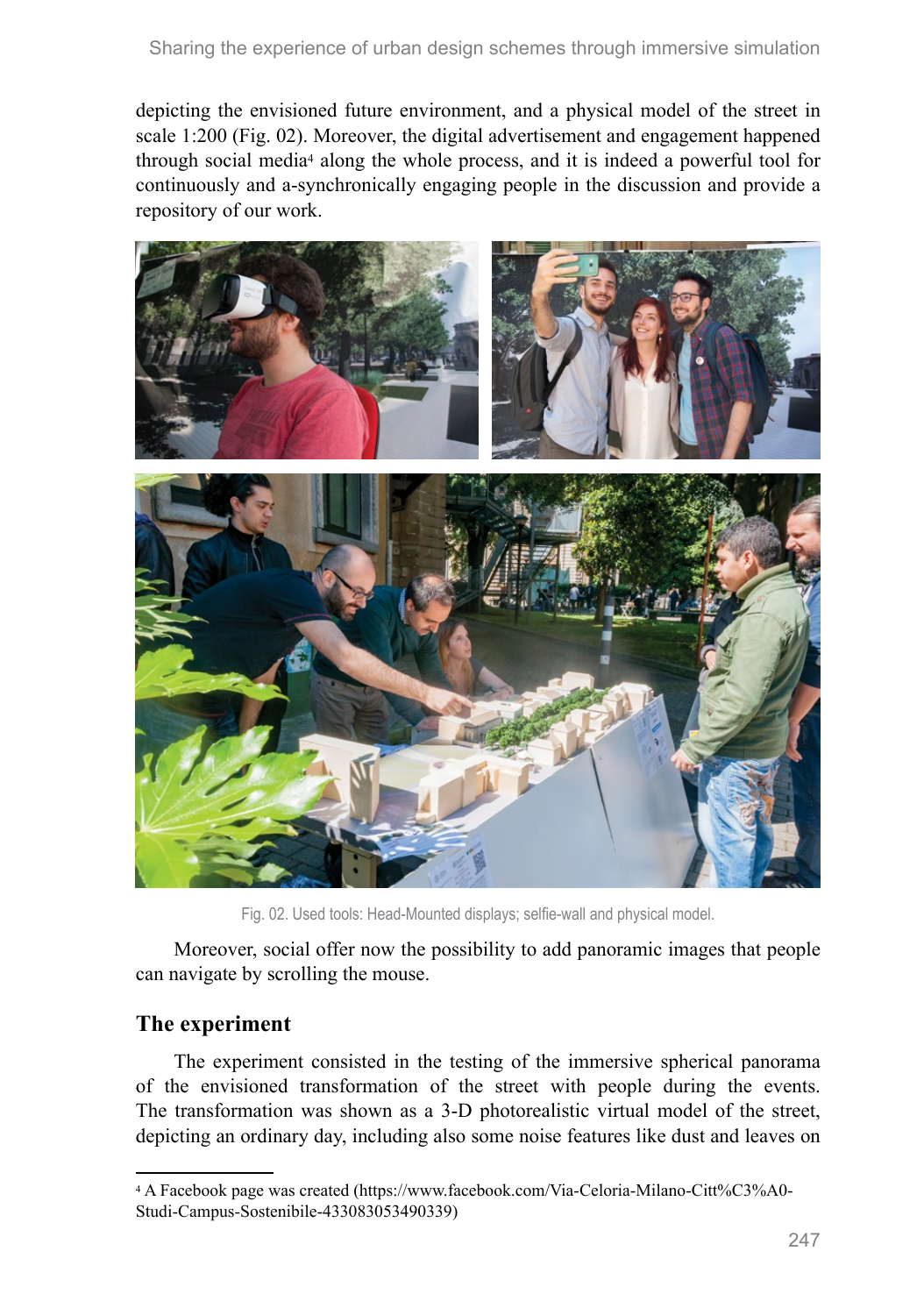depicting the envisioned future environment, and a physical model of the street in scale 1:200 (Fig. 02). Moreover, the digital advertisement and engagement happened through social media[4] along the whole process, and it is indeed a powerful tool for continuously and a-synchronically engaging people in the discussion and provide a repository of our work.

Fig. 02. Used tools: Head-Mounted displays; selfie-wall and physical model.

Moreover, social offer now the possibility to add panoramic images that people can navigate by scrolling the mouse.

## The experiment

The experiment consisted in the testing of the immersive spherical panorama of the envisioned transformation of the street with people during the events. The transformation was shown as a 3-D photorealistic virtual model of the street, depicting an ordinary day, including also some noise features like dust and leaves on

[4] A Facebook page was created (https://www.facebook.com/Via-Celoria-Milano-Citt%C3%A0-Studi-Campus-Sostenibile-433083053490339)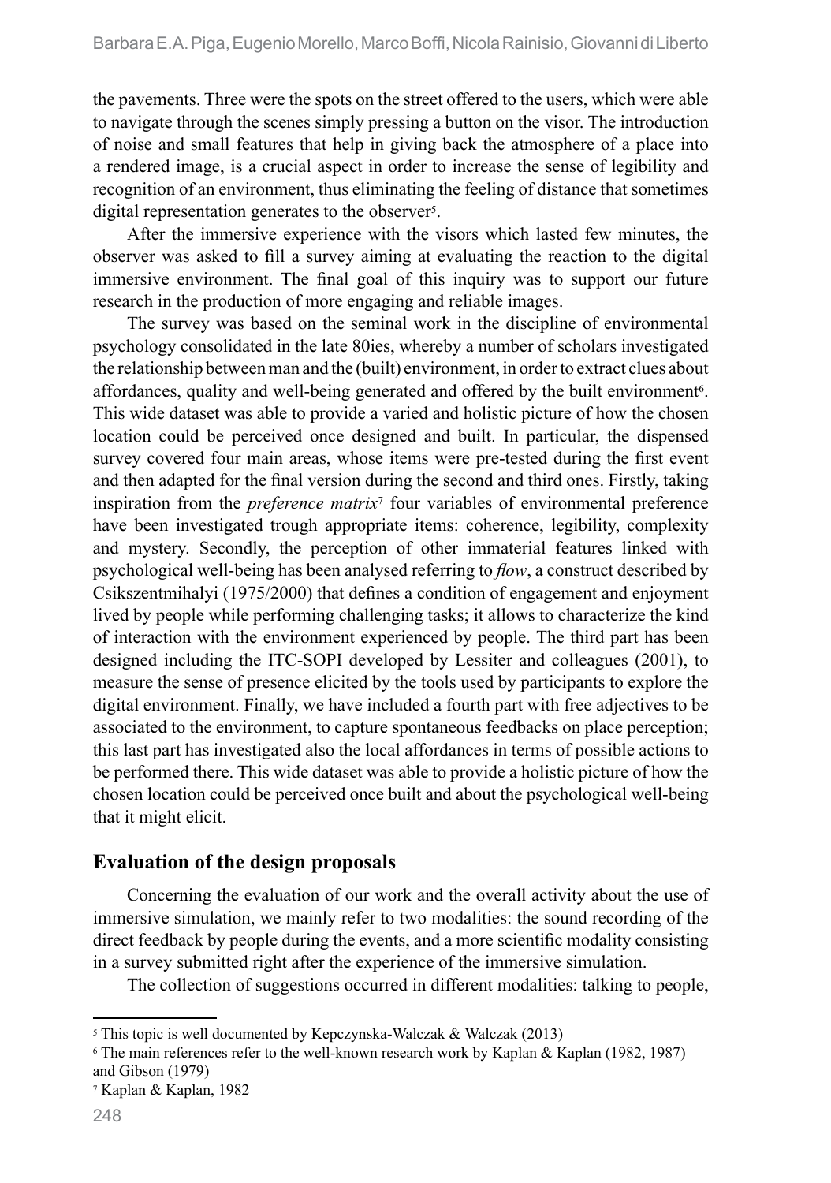the pavements. Three were the spots on the street offered to the users, which were able to navigate through the scenes simply pressing a button on the visor. The introduction of noise and small features that help in giving back the atmosphere of a place into a rendered image, is a crucial aspect in order to increase the sense of legibility and recognition of an environment, thus eliminating the feeling of distance that sometimes digital representation generates to the observer[5].

After the immersive experience with the visors which lasted few minutes, the observer was asked to fill a survey aiming at evaluating the reaction to the digital immersive environment. The final goal of this inquiry was to support our future research in the production of more engaging and reliable images.

The survey was based on the seminal work in the discipline of environmental psychology consolidated in the late 80ies, whereby a number of scholars investigated the relationship between man and the (built) environment, in order to extract clues about affordances, quality and well-being generated and offered by the built environment[6]. This wide dataset was able to provide a varied and holistic picture of how the chosen location could be perceived once designed and built. In particular, the dispensed survey covered four main areas, whose items were pre-tested during the first event and then adapted for the final version during the second and third ones. Firstly, taking inspiration from the *preference matrix*[7] four variables of environmental preference have been investigated trough appropriate items: coherence, legibility, complexity and mystery. Secondly, the perception of other immaterial features linked with psychological well-being has been analysed referring to *flow*, a construct described by Csikszentmihalyi (1975/2000) that defines a condition of engagement and enjoyment lived by people while performing challenging tasks; it allows to characterize the kind of interaction with the environment experienced by people. The third part has been designed including the ITC-SOPI developed by Lessiter and colleagues (2001), to measure the sense of presence elicited by the tools used by participants to explore the digital environment. Finally, we have included a fourth part with free adjectives to be associated to the environment, to capture spontaneous feedbacks on place perception; this last part has investigated also the local affordances in terms of possible actions to be performed there. This wide dataset was able to provide a holistic picture of how the chosen location could be perceived once built and about the psychological well-being that it might elicit.

## Evaluation of the design proposals

Concerning the evaluation of our work and the overall activity about the use of immersive simulation, we mainly refer to two modalities: the sound recording of the direct feedback by people during the events, and a more scientific modality consisting in a survey submitted right after the experience of the immersive simulation.

The collection of suggestions occurred in different modalities: talking to people,

---

[5] This topic is well documented by Kepczynska-Walczak & Walczak (2013)

[6] The main references refer to the well-known research work by Kaplan & Kaplan (1982, 1987) and Gibson (1979)

[7] Kaplan & Kaplan, 1982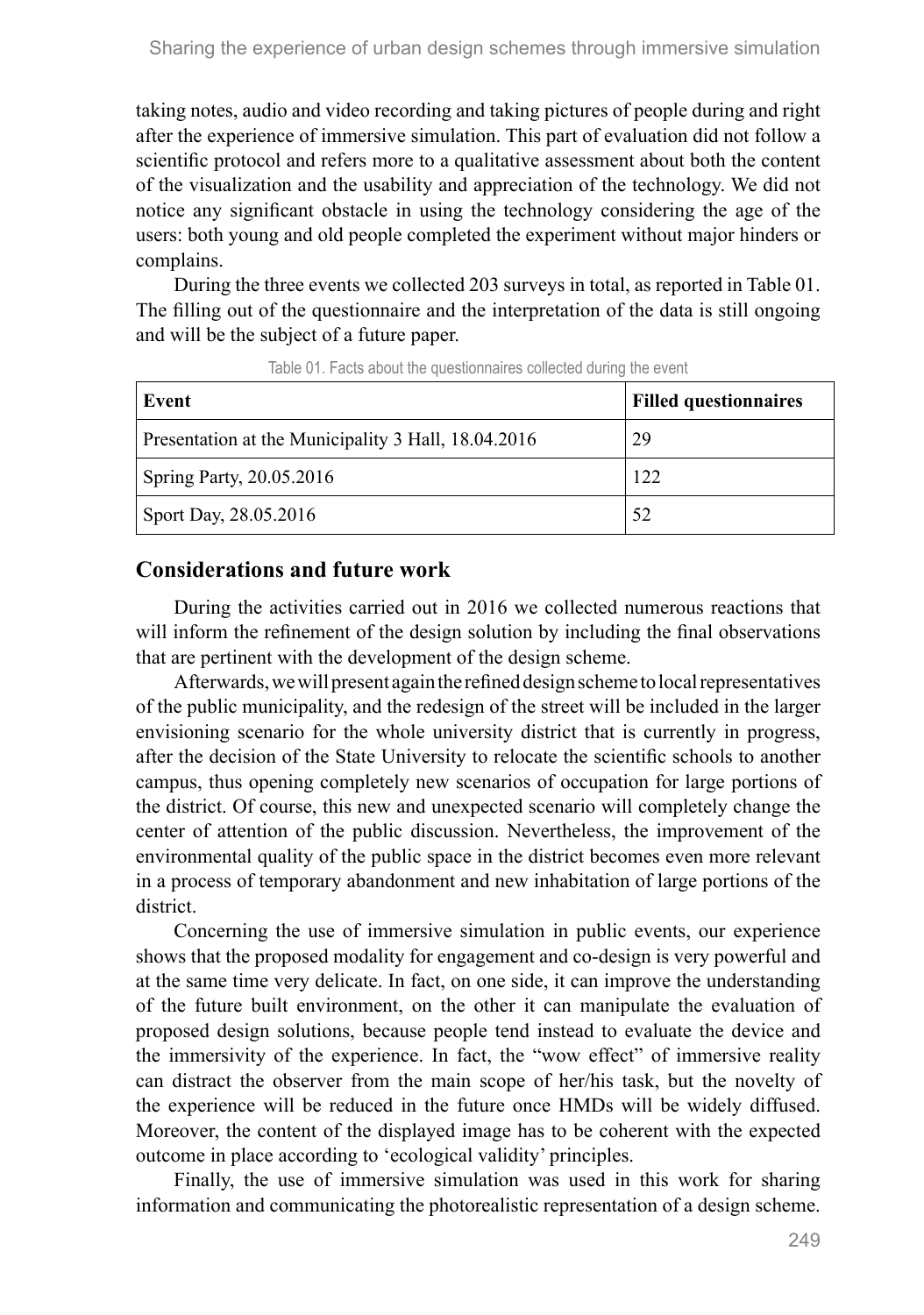taking notes, audio and video recording and taking pictures of people during and right after the experience of immersive simulation. This part of evaluation did not follow a scientific protocol and refers more to a qualitative assessment about both the content of the visualization and the usability and appreciation of the technology. We did not notice any significant obstacle in using the technology considering the age of the users: both young and old people completed the experiment without major hinders or complains.

During the three events we collected 203 surveys in total, as reported in Table 01. The filling out of the questionnaire and the interpretation of the data is still ongoing and will be the subject of a future paper.

Table 01. Facts about the questionnaires collected during the event

| Event | Filled questionnaires |
|---|---|
| Presentation at the Municipality 3 Hall, 18.04.2016 | 29 |
| Spring Party, 20.05.2016 | 122 |
| Sport Day, 28.05.2016 | 52 |

## Considerations and future work

During the activities carried out in 2016 we collected numerous reactions that will inform the refinement of the design solution by including the final observations that are pertinent with the development of the design scheme.

Afterwards, we will present again the refined design scheme to local representatives of the public municipality, and the redesign of the street will be included in the larger envisioning scenario for the whole university district that is currently in progress, after the decision of the State University to relocate the scientific schools to another campus, thus opening completely new scenarios of occupation for large portions of the district. Of course, this new and unexpected scenario will completely change the center of attention of the public discussion. Nevertheless, the improvement of the environmental quality of the public space in the district becomes even more relevant in a process of temporary abandonment and new inhabitation of large portions of the district.

Concerning the use of immersive simulation in public events, our experience shows that the proposed modality for engagement and co-design is very powerful and at the same time very delicate. In fact, on one side, it can improve the understanding of the future built environment, on the other it can manipulate the evaluation of proposed design solutions, because people tend instead to evaluate the device and the immersivity of the experience. In fact, the "wow effect" of immersive reality can distract the observer from the main scope of her/his task, but the novelty of the experience will be reduced in the future once HMDs will be widely diffused. Moreover, the content of the displayed image has to be coherent with the expected outcome in place according to 'ecological validity' principles.

Finally, the use of immersive simulation was used in this work for sharing information and communicating the photorealistic representation of a design scheme.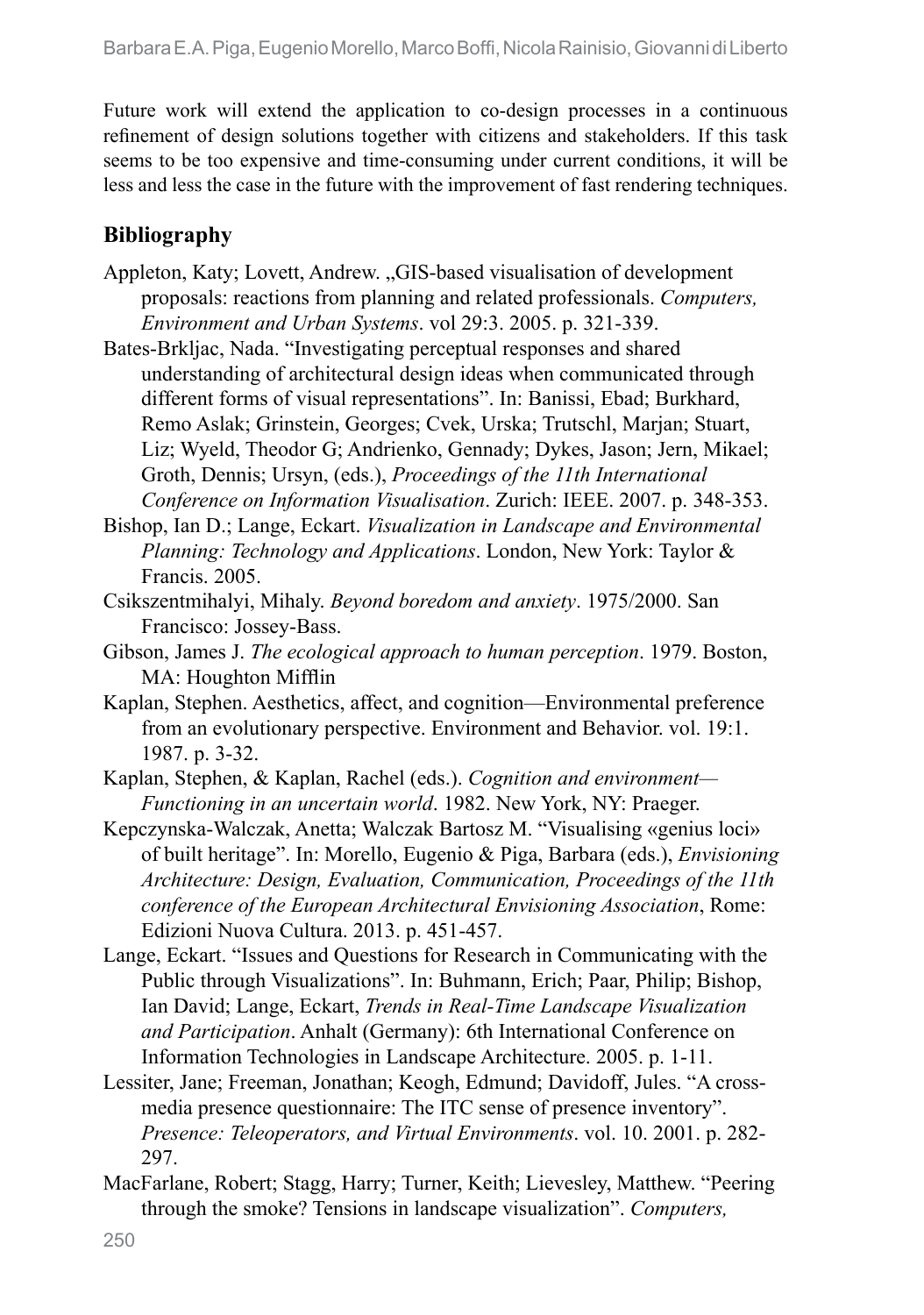Future work will extend the application to co-design processes in a continuous refinement of design solutions together with citizens and stakeholders. If this task seems to be too expensive and time-consuming under current conditions, it will be less and less the case in the future with the improvement of fast rendering techniques.

## Bibliography

Appleton, Katy; Lovett, Andrew. „GIS-based visualisation of development proposals: reactions from planning and related professionals. *Computers, Environment and Urban Systems*. vol 29:3. 2005. p. 321-339.

Bates-Brkljac, Nada. "Investigating perceptual responses and shared understanding of architectural design ideas when communicated through different forms of visual representations". In: Banissi, Ebad; Burkhard, Remo Aslak; Grinstein, Georges; Cvek, Urska; Trutschl, Marjan; Stuart, Liz; Wyeld, Theodor G; Andrienko, Gennady; Dykes, Jason; Jern, Mikael; Groth, Dennis; Ursyn, (eds.), *Proceedings of the 11th International Conference on Information Visualisation*. Zurich: IEEE. 2007. p. 348-353.

Bishop, Ian D.; Lange, Eckart. *Visualization in Landscape and Environmental Planning: Technology and Applications*. London, New York: Taylor & Francis. 2005.

Csikszentmihalyi, Mihaly. *Beyond boredom and anxiety*. 1975/2000. San Francisco: Jossey-Bass.

Gibson, James J. *The ecological approach to human perception*. 1979. Boston, MA: Houghton Mifflin

Kaplan, Stephen. Aesthetics, affect, and cognition—Environmental preference from an evolutionary perspective. Environment and Behavior. vol. 19:1. 1987. p. 3-32.

Kaplan, Stephen, & Kaplan, Rachel (eds.). *Cognition and environment—Functioning in an uncertain world*. 1982. New York, NY: Praeger.

Kepczynska-Walczak, Anetta; Walczak Bartosz M. "Visualising «genius loci» of built heritage". In: Morello, Eugenio & Piga, Barbara (eds.), *Envisioning Architecture: Design, Evaluation, Communication, Proceedings of the 11th conference of the European Architectural Envisioning Association*, Rome: Edizioni Nuova Cultura. 2013. p. 451-457.

Lange, Eckart. "Issues and Questions for Research in Communicating with the Public through Visualizations". In: Buhmann, Erich; Paar, Philip; Bishop, Ian David; Lange, Eckart, *Trends in Real-Time Landscape Visualization and Participation*. Anhalt (Germany): 6th International Conference on Information Technologies in Landscape Architecture. 2005. p. 1-11.

Lessiter, Jane; Freeman, Jonathan; Keogh, Edmund; Davidoff, Jules. "A cross-media presence questionnaire: The ITC sense of presence inventory". *Presence: Teleoperators, and Virtual Environments*. vol. 10. 2001. p. 282-297.

MacFarlane, Robert; Stagg, Harry; Turner, Keith; Lievesley, Matthew. "Peering through the smoke? Tensions in landscape visualization". *Computers,*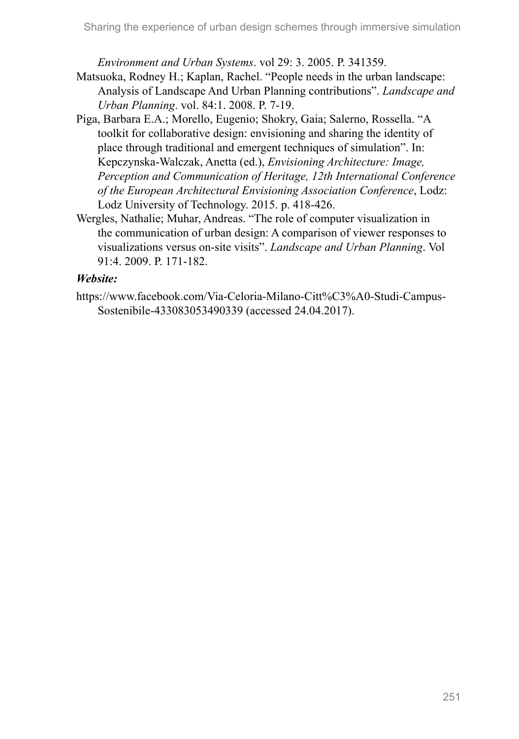*Environment and Urban Systems*. vol 29: 3. 2005. P. 341359.

Matsuoka, Rodney H.; Kaplan, Rachel. "People needs in the urban landscape: Analysis of Landscape And Urban Planning contributions". *Landscape and Urban Planning*. vol. 84:1. 2008. P. 7-19.

Piga, Barbara E.A.; Morello, Eugenio; Shokry, Gaia; Salerno, Rossella. "A toolkit for collaborative design: envisioning and sharing the identity of place through traditional and emergent techniques of simulation". In: Kepczynska-Walczak, Anetta (ed.), *Envisioning Architecture: Image, Perception and Communication of Heritage, 12th International Conference of the European Architectural Envisioning Association Conference*, Lodz: Lodz University of Technology. 2015. p. 418-426.

Wergles, Nathalie; Muhar, Andreas. "The role of computer visualization in the communication of urban design: A comparison of viewer responses to visualizations versus on-site visits". *Landscape and Urban Planning*. Vol 91:4. 2009. P. 171-182.

***Website:***

https://www.facebook.com/Via-Celoria-Milano-Citt%C3%A0-Studi-Campus-Sostenibile-433083053490339 (accessed 24.04.2017).